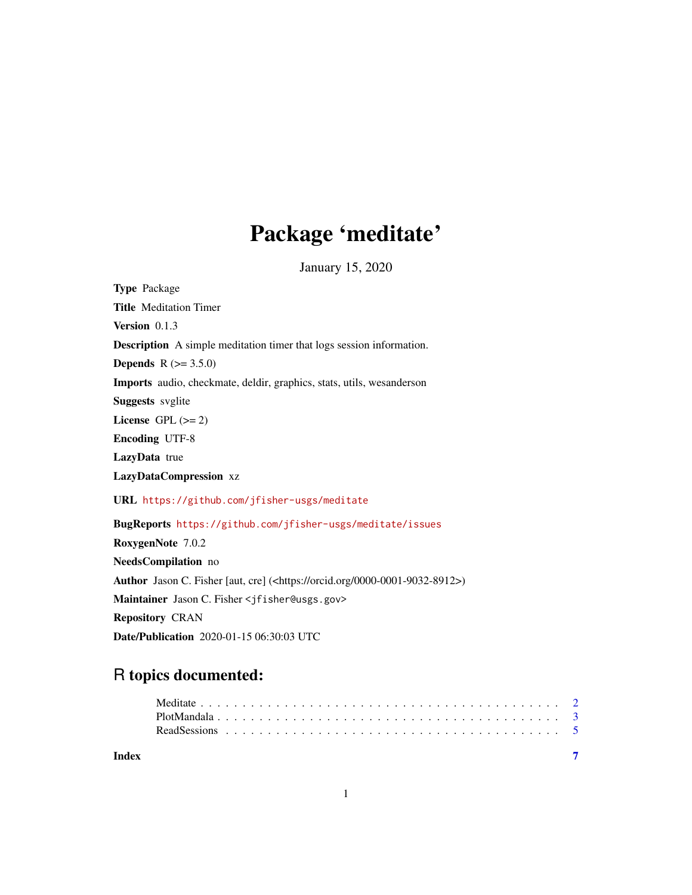# Package 'meditate'

January 15, 2020

**Type** Package

**Title** Meditation Timer

**Version** 0.1.3

**Description** A simple meditation timer that logs session information.

**Depends** R (>= 3.5.0)

**Imports** audio, checkmate, deldir, graphics, stats, utils, wesanderson

**Suggests** svglite

**License** GPL (>= 2)

**Encoding** UTF-8

**LazyData** true

**LazyDataCompression** xz

**URL** https://github.com/jfisher-usgs/meditate

**BugReports** https://github.com/jfisher-usgs/meditate/issues

**RoxygenNote** 7.0.2

**NeedsCompilation** no

**Author** Jason C. Fisher [aut, cre] (<https://orcid.org/0000-0001-9032-8912>)

**Maintainer** Jason C. Fisher <jfisher@usgs.gov>

**Repository** CRAN

**Date/Publication** 2020-01-15 06:30:03 UTC

## R topics documented:

- Meditate . . . . . . . . . . . . . . . . . . . . . . . . . . . . . . . . . . . . . . . . 2
- PlotMandala . . . . . . . . . . . . . . . . . . . . . . . . . . . . . . . . . . . . . . 3
- ReadSessions . . . . . . . . . . . . . . . . . . . . . . . . . . . . . . . . . . . . . 5

**Index** 7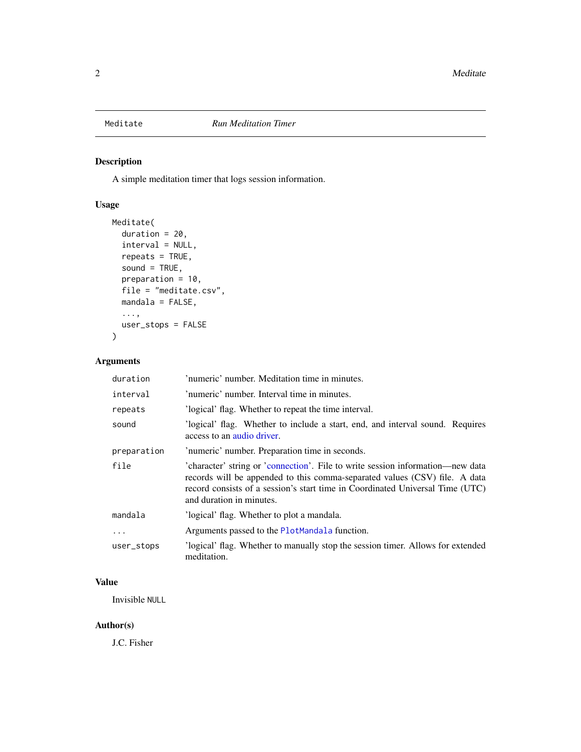# Meditate — *Run Meditation Timer*

## Description

A simple meditation timer that logs session information.

## Usage

```
Meditate(
  duration = 20,
  interval = NULL,
  repeats = TRUE,
  sound = TRUE,
  preparation = 10,
  file = "meditate.csv",
  mandala = FALSE,
  ...,
  user_stops = FALSE
)
```

## Arguments

| Argument | Description |
|---|---|
| `duration` | 'numeric' number. Meditation time in minutes. |
| `interval` | 'numeric' number. Interval time in minutes. |
| `repeats` | 'logical' flag. Whether to repeat the time interval. |
| `sound` | 'logical' flag. Whether to include a start, end, and interval sound. Requires access to an audio driver. |
| `preparation` | 'numeric' number. Preparation time in seconds. |
| `file` | 'character' string or 'connection'. File to write session information—new data records will be appended to this comma-separated values (CSV) file. A data record consists of a session's start time in Coordinated Universal Time (UTC) and duration in minutes. |
| `mandala` | 'logical' flag. Whether to plot a mandala. |
| `...` | Arguments passed to the `PlotMandala` function. |
| `user_stops` | 'logical' flag. Whether to manually stop the session timer. Allows for extended meditation. |

## Value

Invisible `NULL`

## Author(s)

J.C. Fisher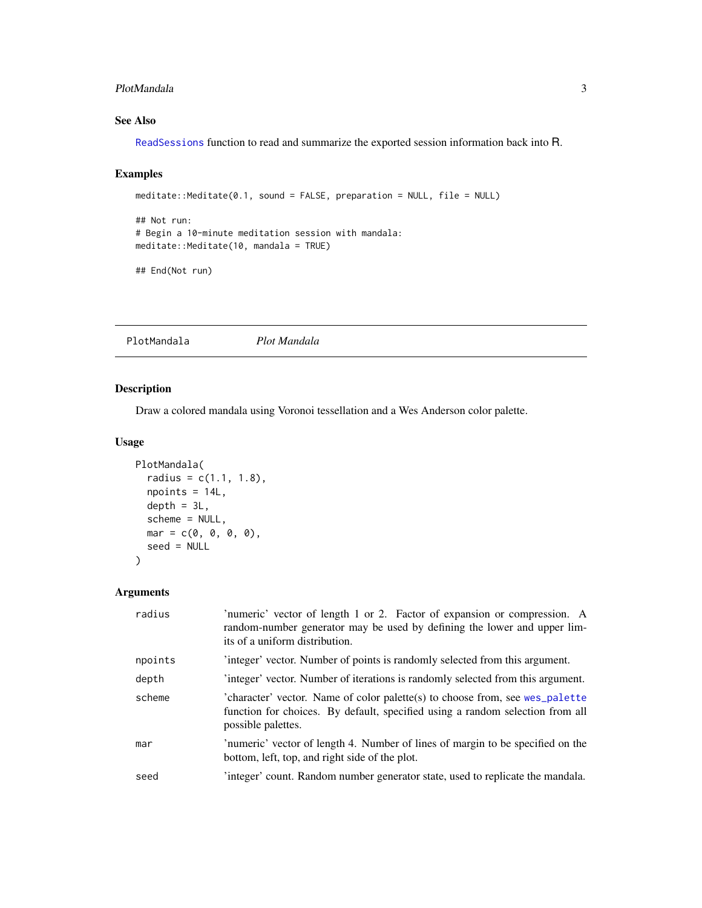### See Also

ReadSessions function to read and summarize the exported session information back into R.

### Examples

```
meditate::Meditate(0.1, sound = FALSE, preparation = NULL, file = NULL)

## Not run:
# Begin a 10-minute meditation session with mandala:
meditate::Meditate(10, mandala = TRUE)

## End(Not run)
```

---

## PlotMandala *Plot Mandala*

---

### Description

Draw a colored mandala using Voronoi tessellation and a Wes Anderson color palette.

### Usage

```
PlotMandala(
  radius = c(1.1, 1.8),
  npoints = 14L,
  depth = 3L,
  scheme = NULL,
  mar = c(0, 0, 0, 0),
  seed = NULL
)
```

### Arguments

| | |
|---|---|
| `radius` | 'numeric' vector of length 1 or 2. Factor of expansion or compression. A random-number generator may be used by defining the lower and upper limits of a uniform distribution. |
| `npoints` | 'integer' vector. Number of points is randomly selected from this argument. |
| `depth` | 'integer' vector. Number of iterations is randomly selected from this argument. |
| `scheme` | 'character' vector. Name of color palette(s) to choose from, see wes_palette function for choices. By default, specified using a random selection from all possible palettes. |
| `mar` | 'numeric' vector of length 4. Number of lines of margin to be specified on the bottom, left, top, and right side of the plot. |
| `seed` | 'integer' count. Random number generator state, used to replicate the mandala. |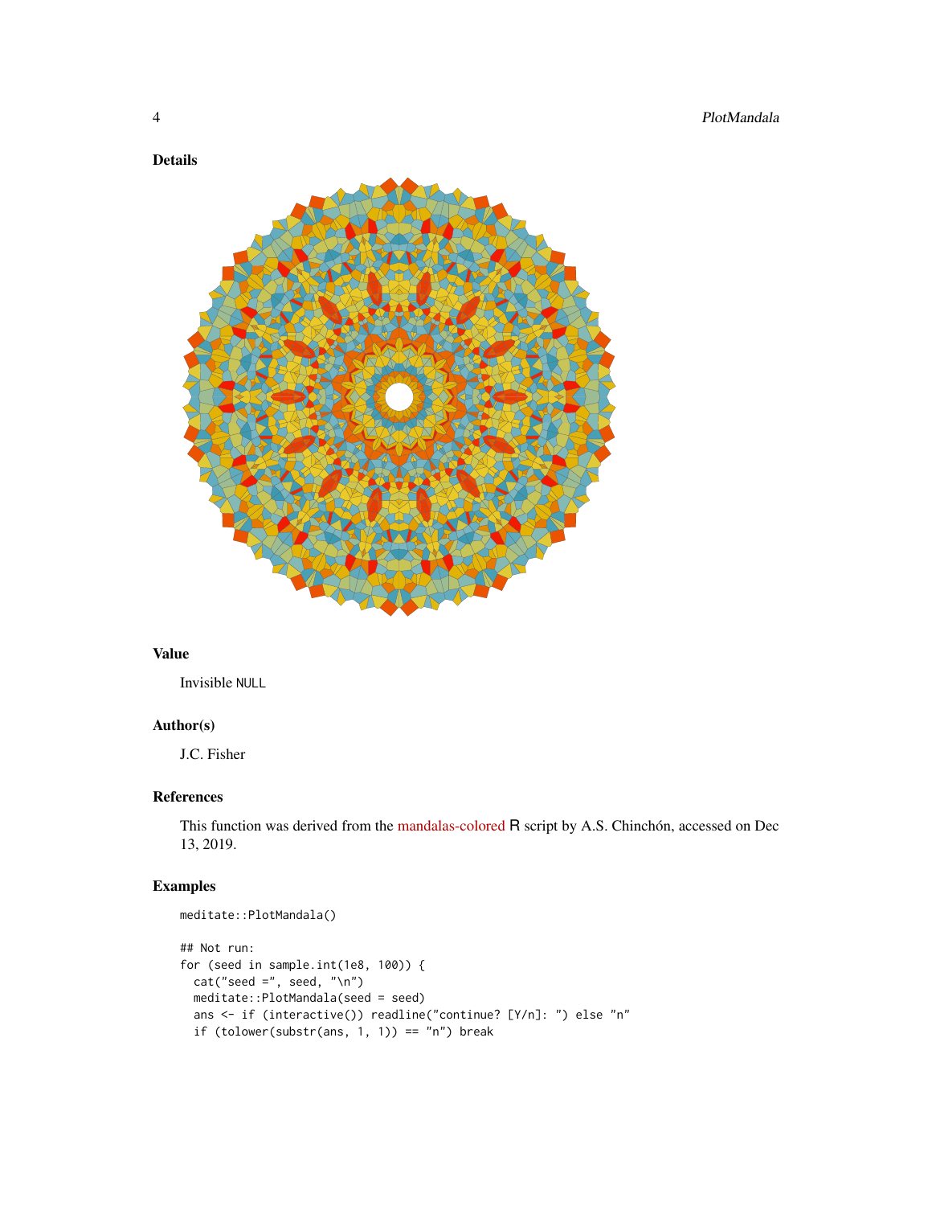## Details

## Value

Invisible NULL

## Author(s)

J.C. Fisher

## References

This function was derived from the mandalas-colored R script by A.S. Chinchón, accessed on Dec 13, 2019.

## Examples

```
meditate::PlotMandala()

## Not run:
for (seed in sample.int(1e8, 100)) {
  cat("seed =", seed, "\n")
  meditate::PlotMandala(seed = seed)
  ans <- if (interactive()) readline("continue? [Y/n]: ") else "n"
  if (tolower(substr(ans, 1, 1)) == "n") break
```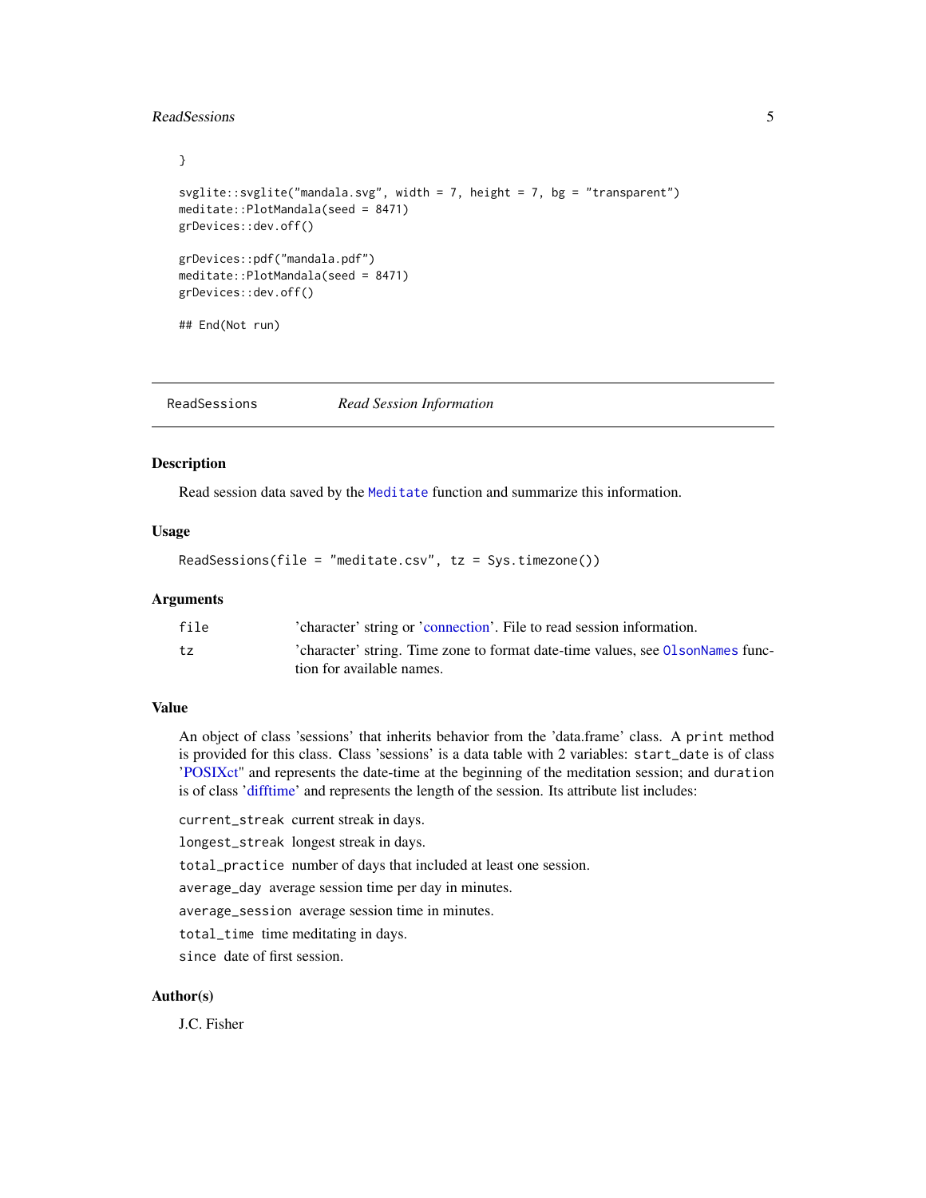```
}

svglite::svglite("mandala.svg", width = 7, height = 7, bg = "transparent")
meditate::PlotMandala(seed = 8471)
grDevices::dev.off()

grDevices::pdf("mandala.pdf")
meditate::PlotMandala(seed = 8471)
grDevices::dev.off()

## End(Not run)
```

---

## ReadSessions — *Read Session Information*

---

### Description

Read session data saved by the `Meditate` function and summarize this information.

### Usage

```
ReadSessions(file = "meditate.csv", tz = Sys.timezone())
```

### Arguments

| | |
|---|---|
| `file` | 'character' string or 'connection'. File to read session information. |
| `tz` | 'character' string. Time zone to format date-time values, see `OlsonNames` function for available names. |

### Value

An object of class 'sessions' that inherits behavior from the 'data.frame' class. A `print` method is provided for this class. Class 'sessions' is a data table with 2 variables: `start_date` is of class 'POSIXct" and represents the date-time at the beginning of the meditation session; and `duration` is of class 'difftime' and represents the length of the session. Its attribute list includes:

`current_streak` current streak in days.

`longest_streak` longest streak in days.

`total_practice` number of days that included at least one session.

`average_day` average session time per day in minutes.

`average_session` average session time in minutes.

`total_time` time meditating in days.

`since` date of first session.

### Author(s)

J.C. Fisher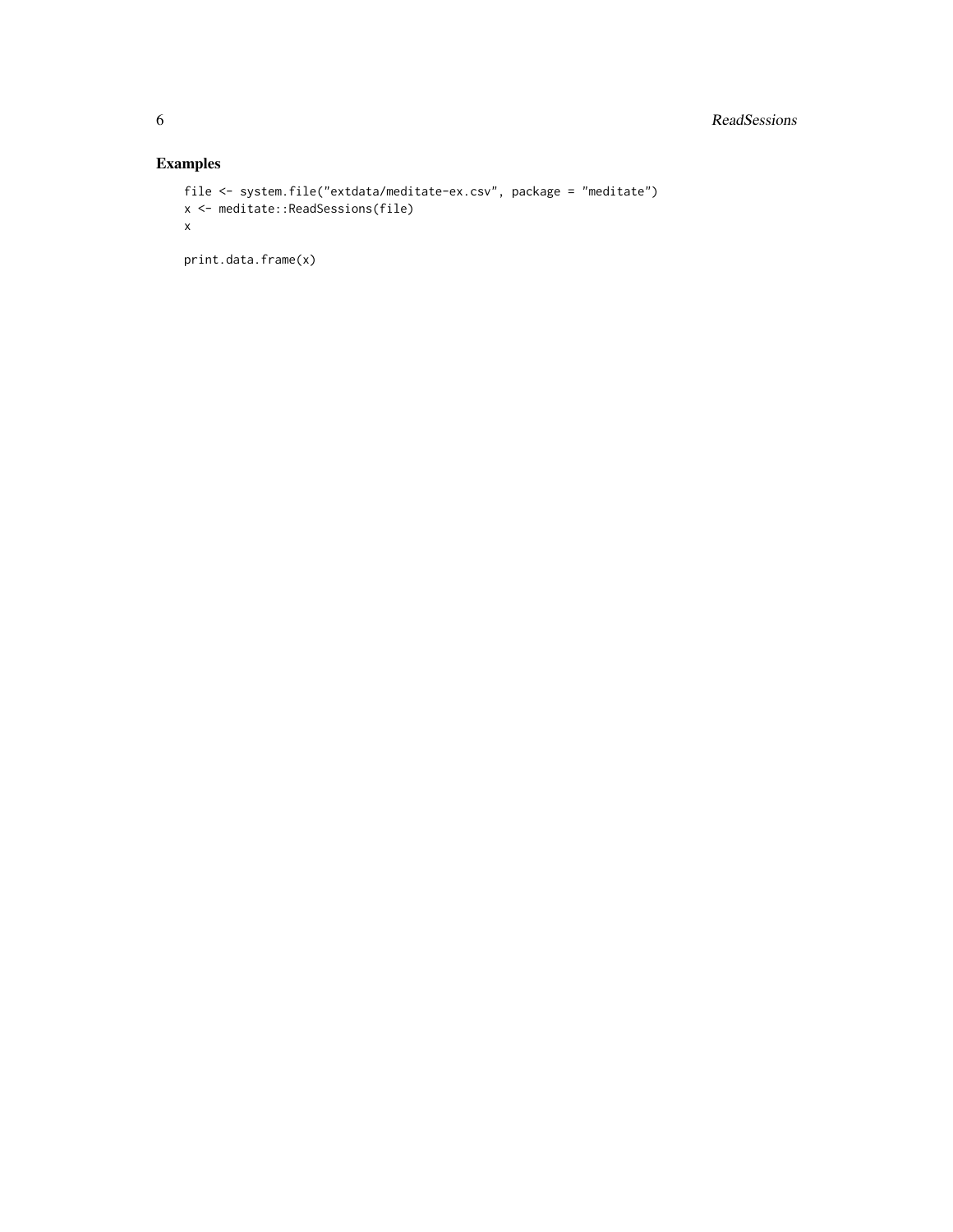## Examples

```
file <- system.file("extdata/meditate-ex.csv", package = "meditate")
x <- meditate::ReadSessions(file)
x

print.data.frame(x)
```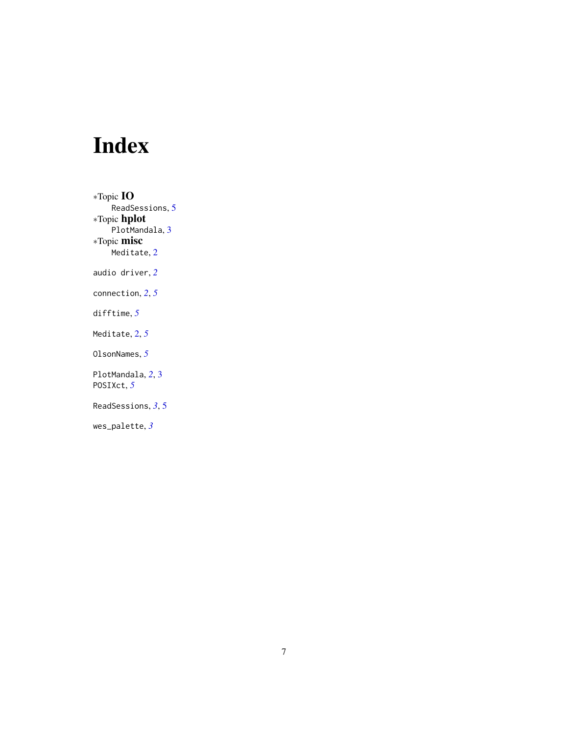# Index

*Topic **IO**
    ReadSessions, 5
*Topic **hplot**
    PlotMandala, 3
*Topic **misc**
    Meditate, 2

audio driver, *2*

connection, *2*, *5*

difftime, *5*

Meditate, 2, *5*

OlsonNames, *5*

PlotMandala, *2*, 3
POSIXct, *5*

ReadSessions, *3*, 5

wes_palette, *3*